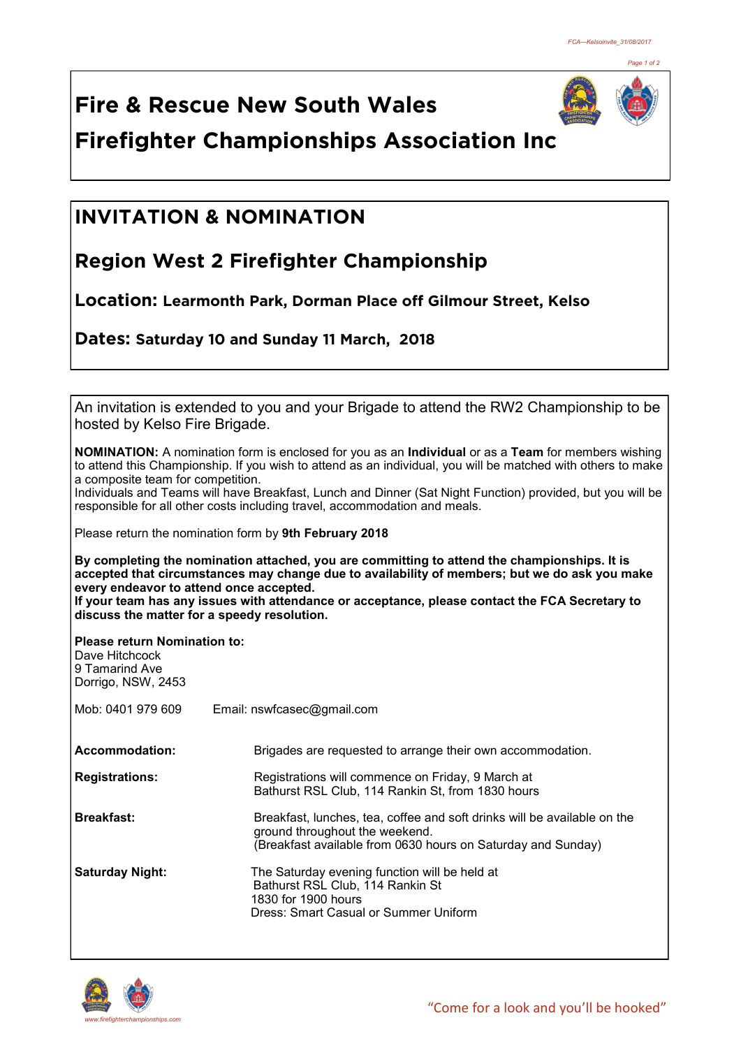# Fire & Rescue New South Wales

# Firefighter Championships Association Inc

## INVITATION & NOMINATION

## Region West 2 Firefighter Championship

**Location: Learmonth Park, Dorman Place off Gilmour Street, Kelso**

**Dates: Saturday 10 and Sunday 11 March, 2018**

An invitation is extended to you and your Brigade to attend the RW2 Championship to be hosted by Kelso Fire Brigade.

**NOMINATION:** A nomination form is enclosed for you as an **Individual** or as a **Team** for members wishing to attend this Championship. If you wish to attend as an individual, you will be matched with others to make a composite team for competition.
Individuals and Teams will have Breakfast, Lunch and Dinner (Sat Night Function) provided, but you will be responsible for all other costs including travel, accommodation and meals.

Please return the nomination form by **9th February 2018**

**By completing the nomination attached, you are committing to attend the championships. It is accepted that circumstances may change due to availability of members; but we do ask you make every endeavor to attend once accepted.**
**If your team has any issues with attendance or acceptance, please contact the FCA Secretary to discuss the matter for a speedy resolution.**

**Please return Nomination to:**
Dave Hitchcock
9 Tamarind Ave
Dorrigo, NSW, 2453

Mob: 0401 979 609 Email: nswfcasec@gmail.com

**Accommodation:** Brigades are requested to arrange their own accommodation.

**Registrations:** Registrations will commence on Friday, 9 March at Bathurst RSL Club, 114 Rankin St, from 1830 hours

**Breakfast:** Breakfast, lunches, tea, coffee and soft drinks will be available on the ground throughout the weekend.
(Breakfast available from 0630 hours on Saturday and Sunday)

**Saturday Night:** The Saturday evening function will be held at
Bathurst RSL Club, 114 Rankin St
1830 for 1900 hours
Dress: Smart Casual or Summer Uniform

www.firefighterchampionships.com

“Come for a look and you’ll be hooked”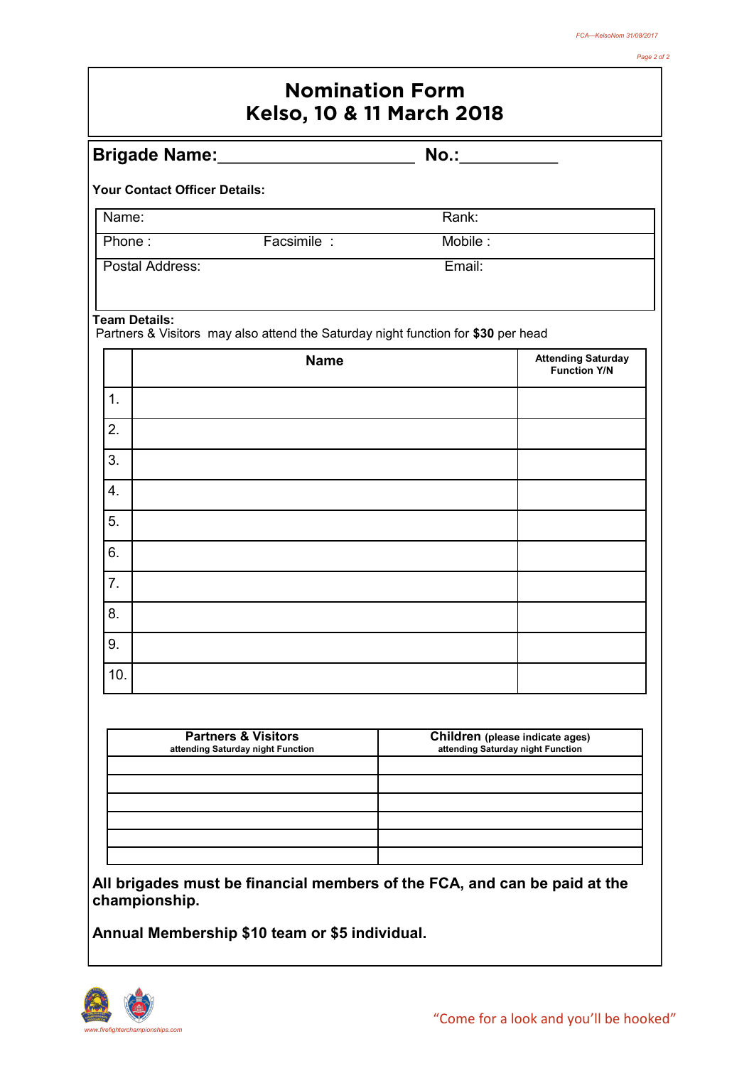# Nomination Form
# Kelso, 10 & 11 March 2018

**Brigade Name:**_____________________ **No.:**__________

**Your Contact Officer Details:**

| | | |
|---|---|---|
| Name: | | Rank: |
| Phone : | Facsimile : | Mobile : |
| Postal Address: | | Email: |

**Team Details:**
Partners & Visitors may also attend the Saturday night function for **$30** per head

| | Name | Attending Saturday Function Y/N |
|---|---|---|
| 1. | | |
| 2. | | |
| 3. | | |
| 4. | | |
| 5. | | |
| 6. | | |
| 7. | | |
| 8. | | |
| 9. | | |
| 10. | | |

| **Partners & Visitors** attending Saturday night Function | **Children** (please indicate ages) attending Saturday night Function |
|---|---|
| | |
| | |
| | |
| | |
| | |
| | |

**All brigades must be financial members of the FCA, and can be paid at the championship.**

**Annual Membership $10 team or $5 individual.**

www.firefighterchampionships.com

"Come for a look and you'll be hooked"